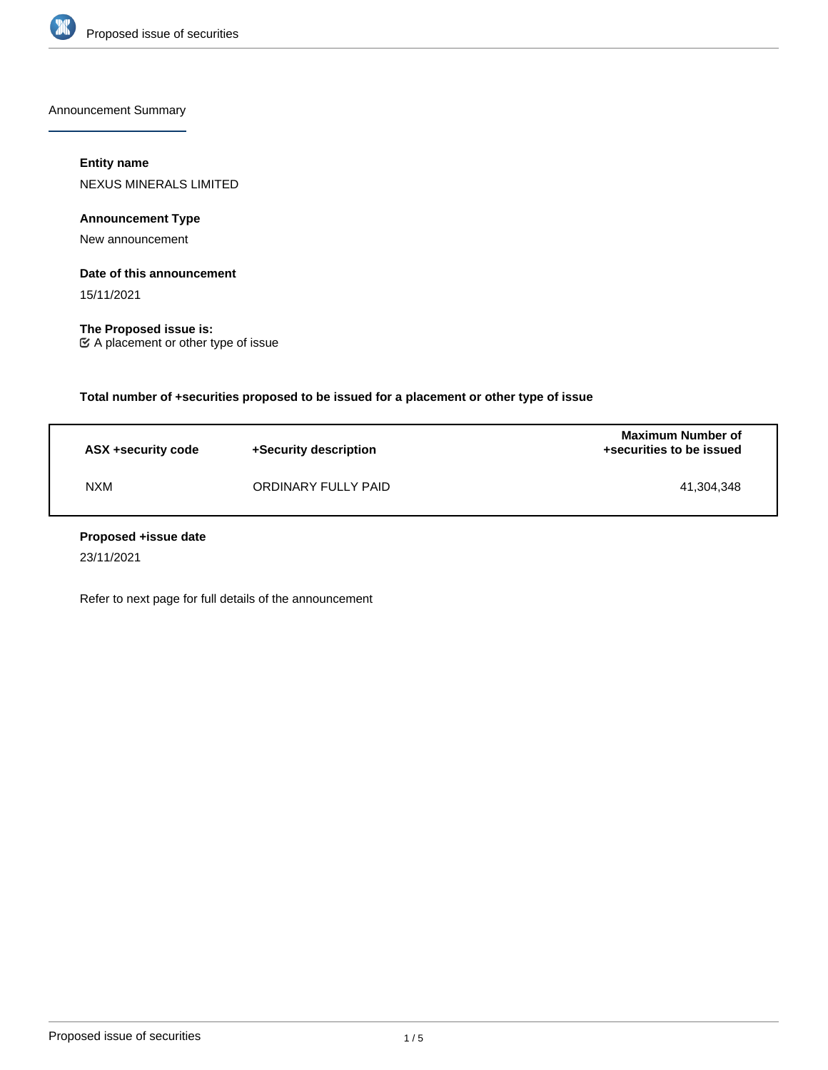Announcement Summary

**Entity name**

NEXUS MINERALS LIMITED

**Announcement Type**

New announcement

**Date of this announcement**

15/11/2021

**The Proposed issue is:**

☑ A placement or other type of issue

**Total number of +securities proposed to be issued for a placement or other type of issue**

| ASX +security code | +Security description | Maximum Number of +securities to be issued |
| --- | --- | --- |
| NXM | ORDINARY FULLY PAID | 41,304,348 |

**Proposed +issue date**

23/11/2021

Refer to next page for full details of the announcement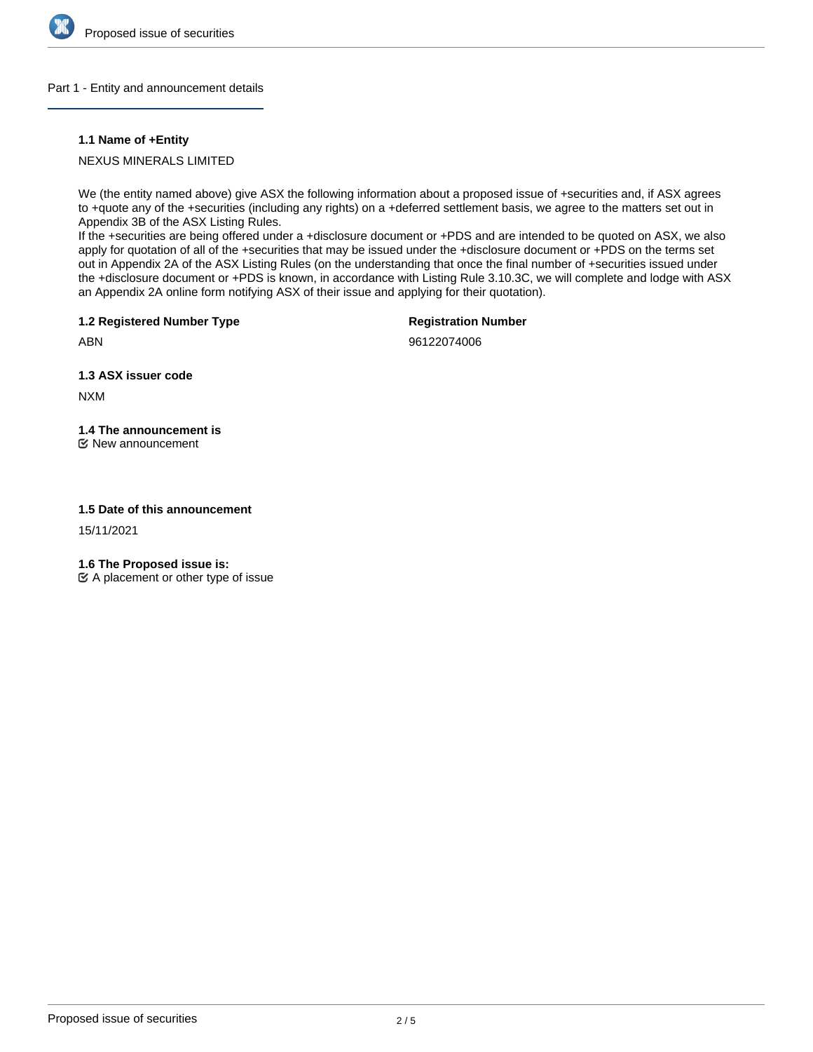## Part 1 - Entity and announcement details

### 1.1 Name of +Entity

NEXUS MINERALS LIMITED

We (the entity named above) give ASX the following information about a proposed issue of +securities and, if ASX agrees to +quote any of the +securities (including any rights) on a +deferred settlement basis, we agree to the matters set out in Appendix 3B of the ASX Listing Rules.
If the +securities are being offered under a +disclosure document or +PDS and are intended to be quoted on ASX, we also apply for quotation of all of the +securities that may be issued under the +disclosure document or +PDS on the terms set out in Appendix 2A of the ASX Listing Rules (on the understanding that once the final number of +securities issued under the +disclosure document or +PDS is known, in accordance with Listing Rule 3.10.3C, we will complete and lodge with ASX an Appendix 2A online form notifying ASX of their issue and applying for their quotation).

### 1.2 Registered Number Type

ABN

### Registration Number

96122074006

### 1.3 ASX issuer code

NXM

### 1.4 The announcement is

☑ New announcement

### 1.5 Date of this announcement

15/11/2021

### 1.6 The Proposed issue is:

☑ A placement or other type of issue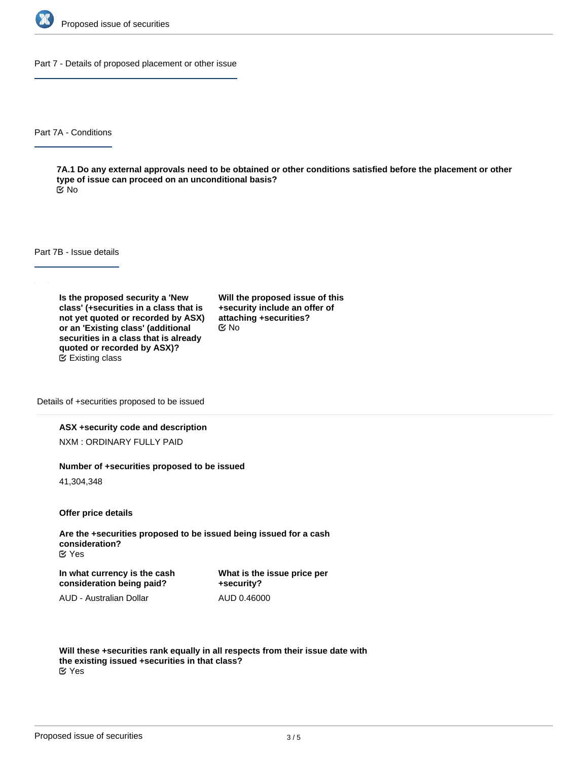## Part 7 - Details of proposed placement or other issue

### Part 7A - Conditions

**7A.1 Do any external approvals need to be obtained or other conditions satisfied before the placement or other type of issue can proceed on an unconditional basis?**

No

### Part 7B - Issue details

**Is the proposed security a 'New class' (+securities in a class that is not yet quoted or recorded by ASX) or an 'Existing class' (additional securities in a class that is already quoted or recorded by ASX)?**

Existing class

**Will the proposed issue of this +security include an offer of attaching +securities?**

No

#### Details of +securities proposed to be issued

**ASX +security code and description**

NXM : ORDINARY FULLY PAID

**Number of +securities proposed to be issued**

41,304,348

**Offer price details**

**Are the +securities proposed to be issued being issued for a cash consideration?**

Yes

**In what currency is the cash consideration being paid?**

AUD - Australian Dollar

**What is the issue price per +security?**

AUD 0.46000

**Will these +securities rank equally in all respects from their issue date with the existing issued +securities in that class?**

Yes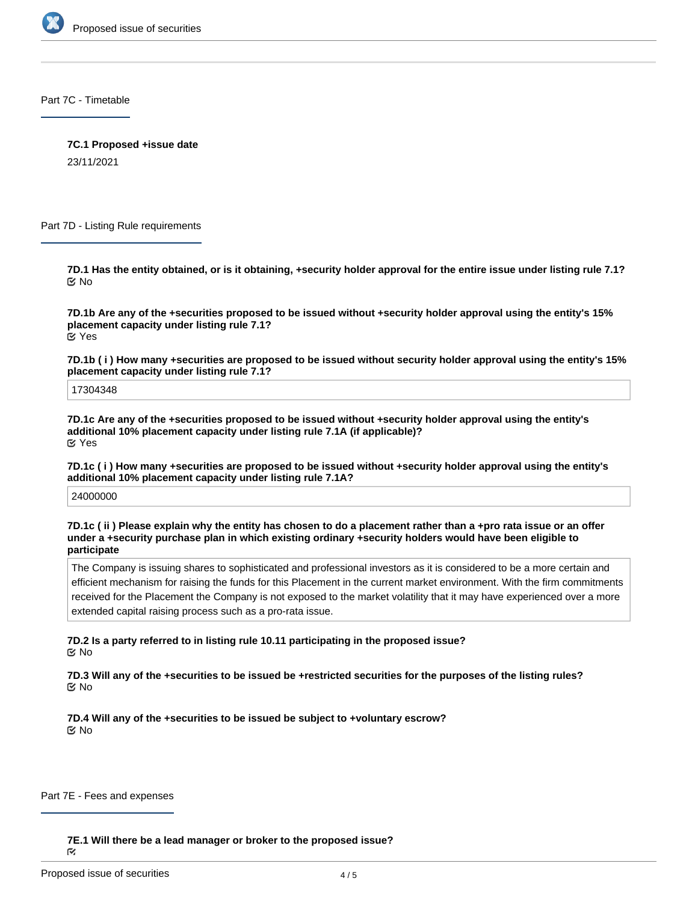## Part 7C - Timetable

**7C.1 Proposed +issue date**

23/11/2021

## Part 7D - Listing Rule requirements

**7D.1 Has the entity obtained, or is it obtaining, +security holder approval for the entire issue under listing rule 7.1?**

No

**7D.1b Are any of the +securities proposed to be issued without +security holder approval using the entity's 15% placement capacity under listing rule 7.1?**

Yes

**7D.1b ( i ) How many +securities are proposed to be issued without security holder approval using the entity's 15% placement capacity under listing rule 7.1?**

17304348

**7D.1c Are any of the +securities proposed to be issued without +security holder approval using the entity's additional 10% placement capacity under listing rule 7.1A (if applicable)?**

Yes

**7D.1c ( i ) How many +securities are proposed to be issued without +security holder approval using the entity's additional 10% placement capacity under listing rule 7.1A?**

24000000

**7D.1c ( ii ) Please explain why the entity has chosen to do a placement rather than a +pro rata issue or an offer under a +security purchase plan in which existing ordinary +security holders would have been eligible to participate**

The Company is issuing shares to sophisticated and professional investors as it is considered to be a more certain and efficient mechanism for raising the funds for this Placement in the current market environment. With the firm commitments received for the Placement the Company is not exposed to the market volatility that it may have experienced over a more extended capital raising process such as a pro-rata issue.

**7D.2 Is a party referred to in listing rule 10.11 participating in the proposed issue?**

No

**7D.3 Will any of the +securities to be issued be +restricted securities for the purposes of the listing rules?**

No

**7D.4 Will any of the +securities to be issued be subject to +voluntary escrow?**

No

## Part 7E - Fees and expenses

**7E.1 Will there be a lead manager or broker to the proposed issue?**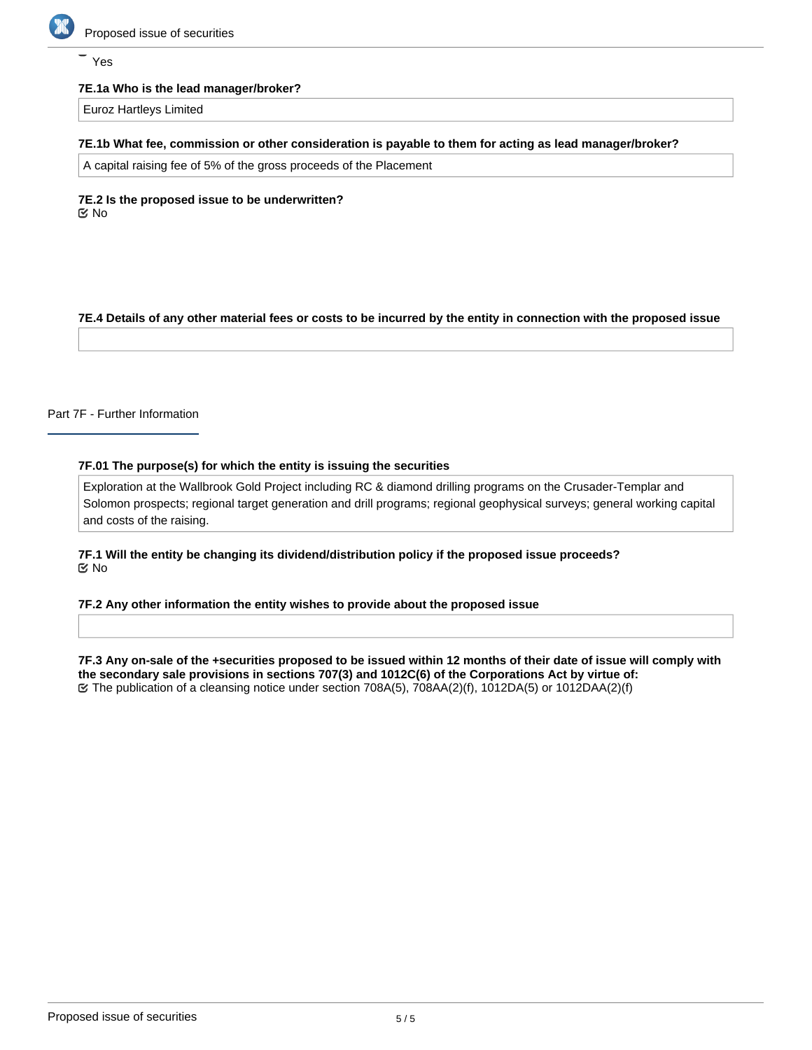Yes

**7E.1a Who is the lead manager/broker?**

Euroz Hartleys Limited

**7E.1b What fee, commission or other consideration is payable to them for acting as lead manager/broker?**

A capital raising fee of 5% of the gross proceeds of the Placement

**7E.2 Is the proposed issue to be underwritten?**

No

**7E.4 Details of any other material fees or costs to be incurred by the entity in connection with the proposed issue**

## Part 7F - Further Information

**7F.01 The purpose(s) for which the entity is issuing the securities**

Exploration at the Wallbrook Gold Project including RC & diamond drilling programs on the Crusader-Templar and Solomon prospects; regional target generation and drill programs; regional geophysical surveys; general working capital and costs of the raising.

**7F.1 Will the entity be changing its dividend/distribution policy if the proposed issue proceeds?**

No

**7F.2 Any other information the entity wishes to provide about the proposed issue**

**7F.3 Any on-sale of the +securities proposed to be issued within 12 months of their date of issue will comply with the secondary sale provisions in sections 707(3) and 1012C(6) of the Corporations Act by virtue of:**

The publication of a cleansing notice under section 708A(5), 708AA(2)(f), 1012DA(5) or 1012DAA(2)(f)